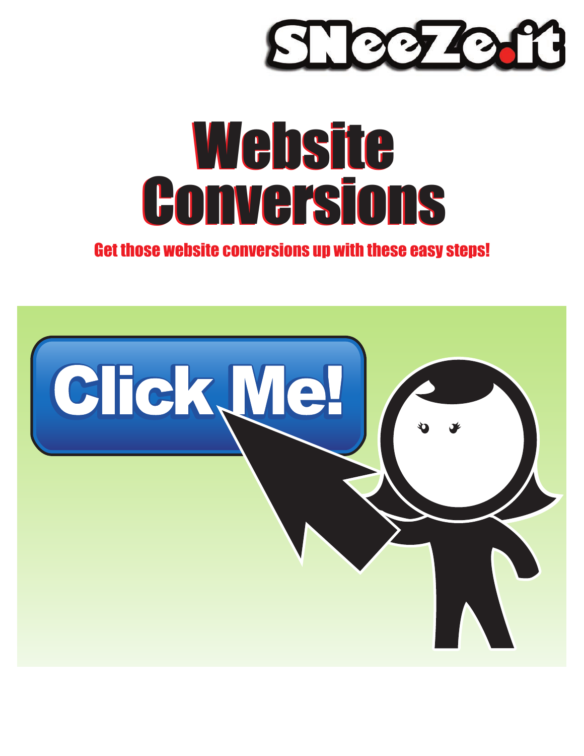SNeeZe.it

# Website Conversions

Get those website conversions up with these easy steps!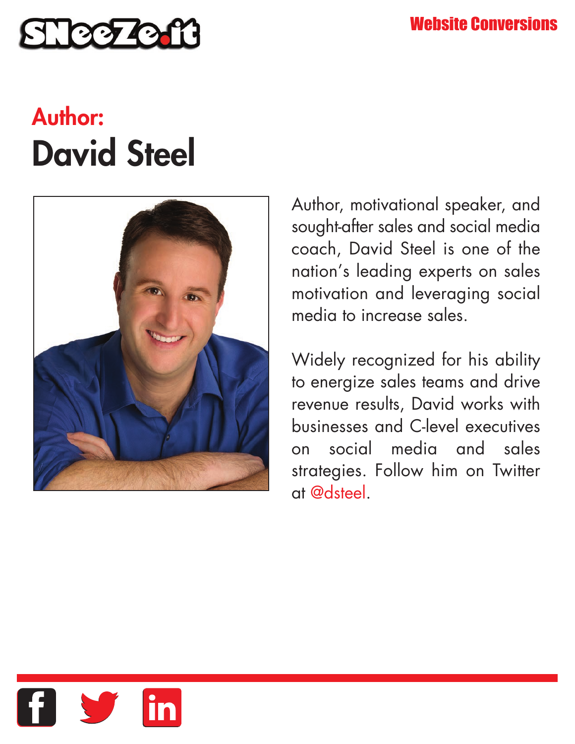## Author:

# David Steel

Author, motivational speaker, and sought-after sales and social media coach, David Steel is one of the nation's leading experts on sales motivation and leveraging social media to increase sales.

Widely recognized for his ability to energize sales teams and drive revenue results, David works with businesses and C-level executives on social media and sales strategies. Follow him on Twitter at @dsteel.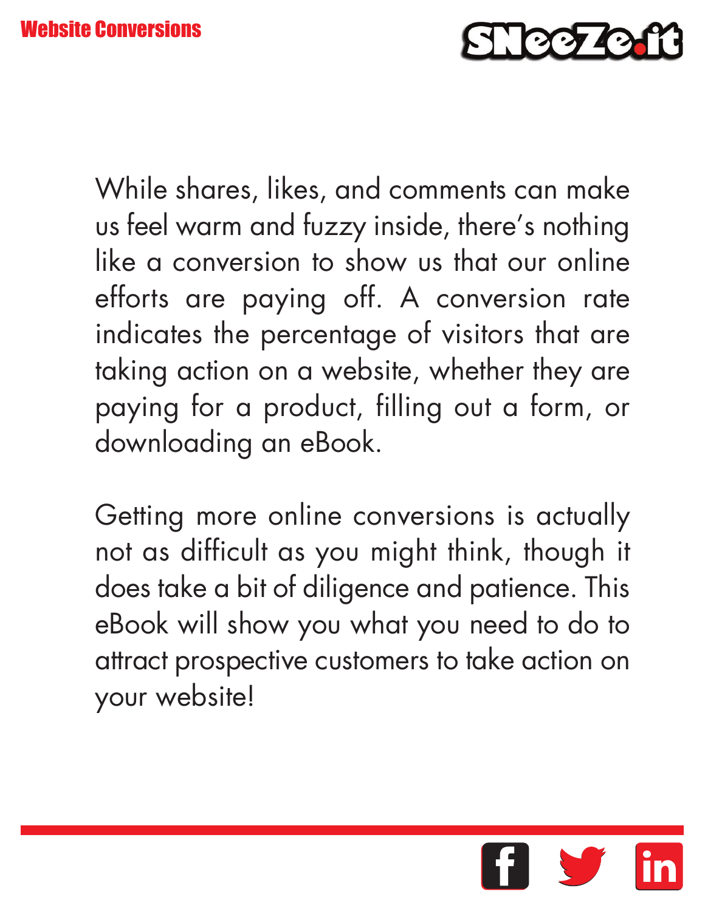While shares, likes, and comments can make us feel warm and fuzzy inside, there's nothing like a conversion to show us that our online efforts are paying off. A conversion rate indicates the percentage of visitors that are taking action on a website, whether they are paying for a product, filling out a form, or downloading an eBook.

Getting more online conversions is actually not as difficult as you might think, though it does take a bit of diligence and patience. This eBook will show you what you need to do to attract prospective customers to take action on your website!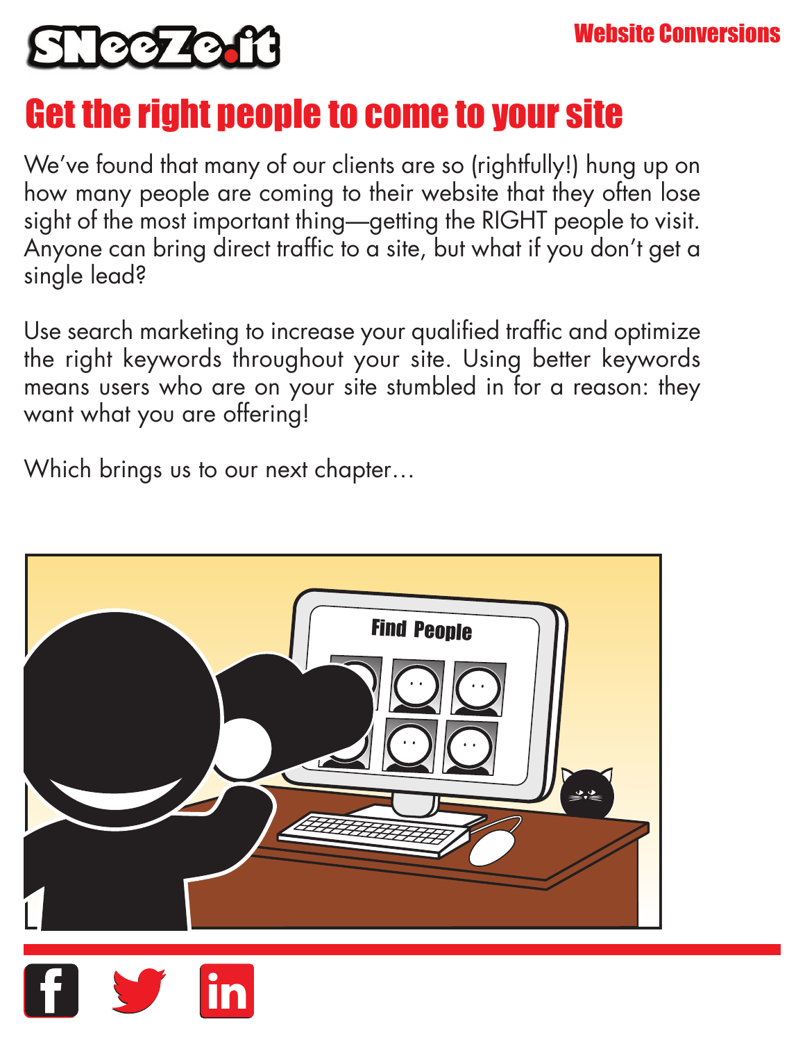# Get the right people to come to your site

We've found that many of our clients are so (rightfully!) hung up on how many people are coming to their website that they often lose sight of the most important thing—getting the RIGHT people to visit. Anyone can bring direct traffic to a site, but what if you don't get a single lead?

Use search marketing to increase your qualified traffic and optimize the right keywords throughout your site. Using better keywords means users who are on your site stumbled in for a reason: they want what you are offering!

Which brings us to our next chapter…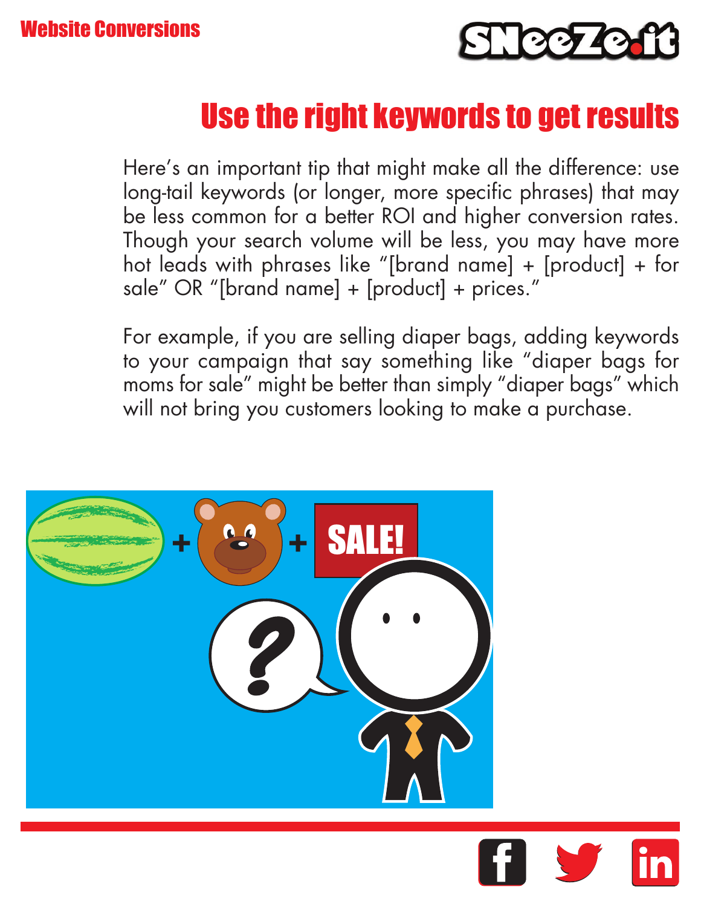# Use the right keywords to get results

Here's an important tip that might make all the difference: use long-tail keywords (or longer, more specific phrases) that may be less common for a better ROI and higher conversion rates. Though your search volume will be less, you may have more hot leads with phrases like "[brand name] + [product] + for sale" OR "[brand name] + [product] + prices."

For example, if you are selling diaper bags, adding keywords to your campaign that say something like "diaper bags for moms for sale" might be better than simply "diaper bags" which will not bring you customers looking to make a purchase.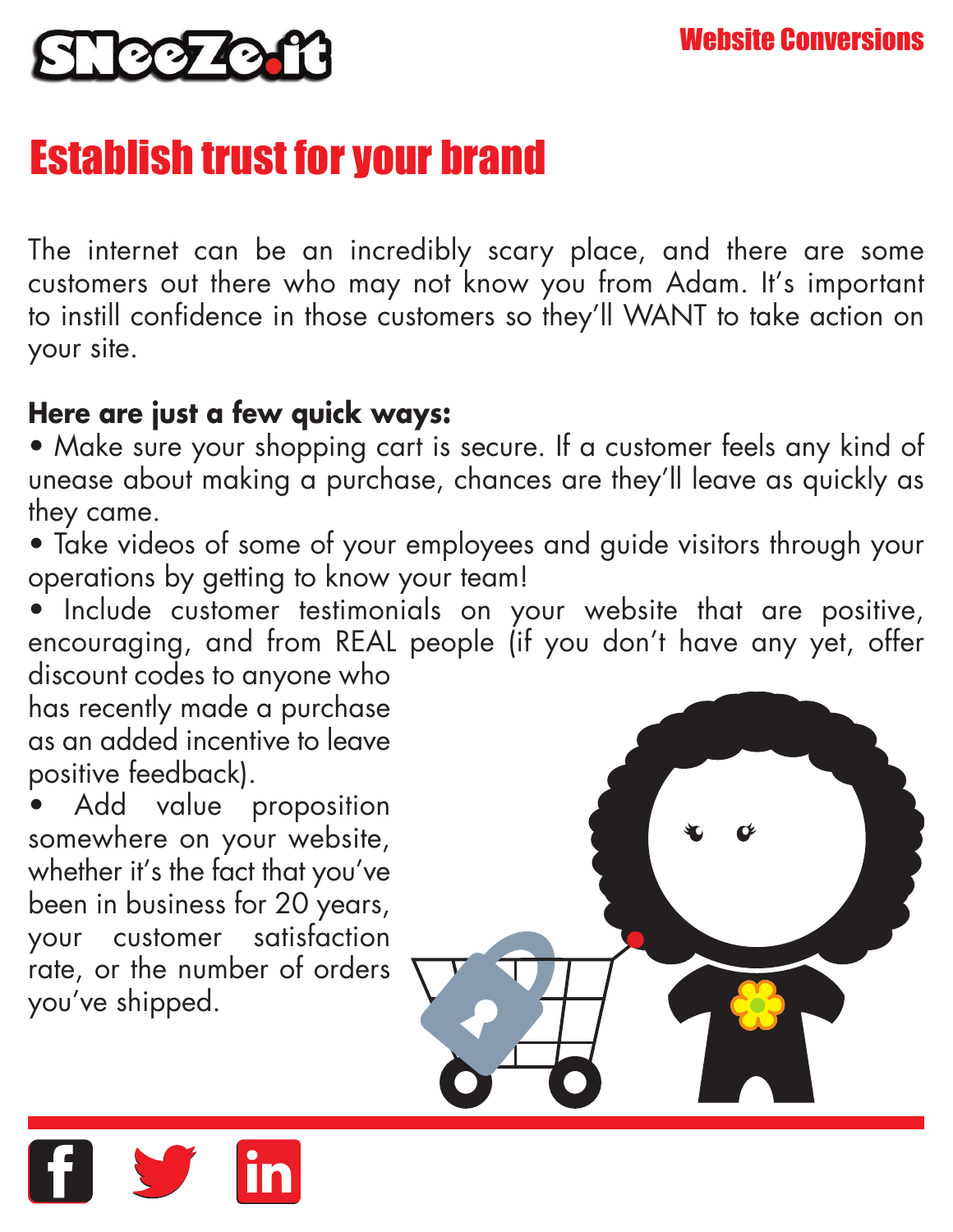# Establish trust for your brand

The internet can be an incredibly scary place, and there are some customers out there who may not know you from Adam. It's important to instill confidence in those customers so they'll WANT to take action on your site.

**Here are just a few quick ways:**

- Make sure your shopping cart is secure. If a customer feels any kind of unease about making a purchase, chances are they'll leave as quickly as they came.
- Take videos of some of your employees and guide visitors through your operations by getting to know your team!
- Include customer testimonials on your website that are positive, encouraging, and from REAL people (if you don't have any yet, offer discount codes to anyone who has recently made a purchase as an added incentive to leave positive feedback).
- Add value proposition somewhere on your website, whether it's the fact that you've been in business for 20 years, your customer satisfaction rate, or the number of orders you've shipped.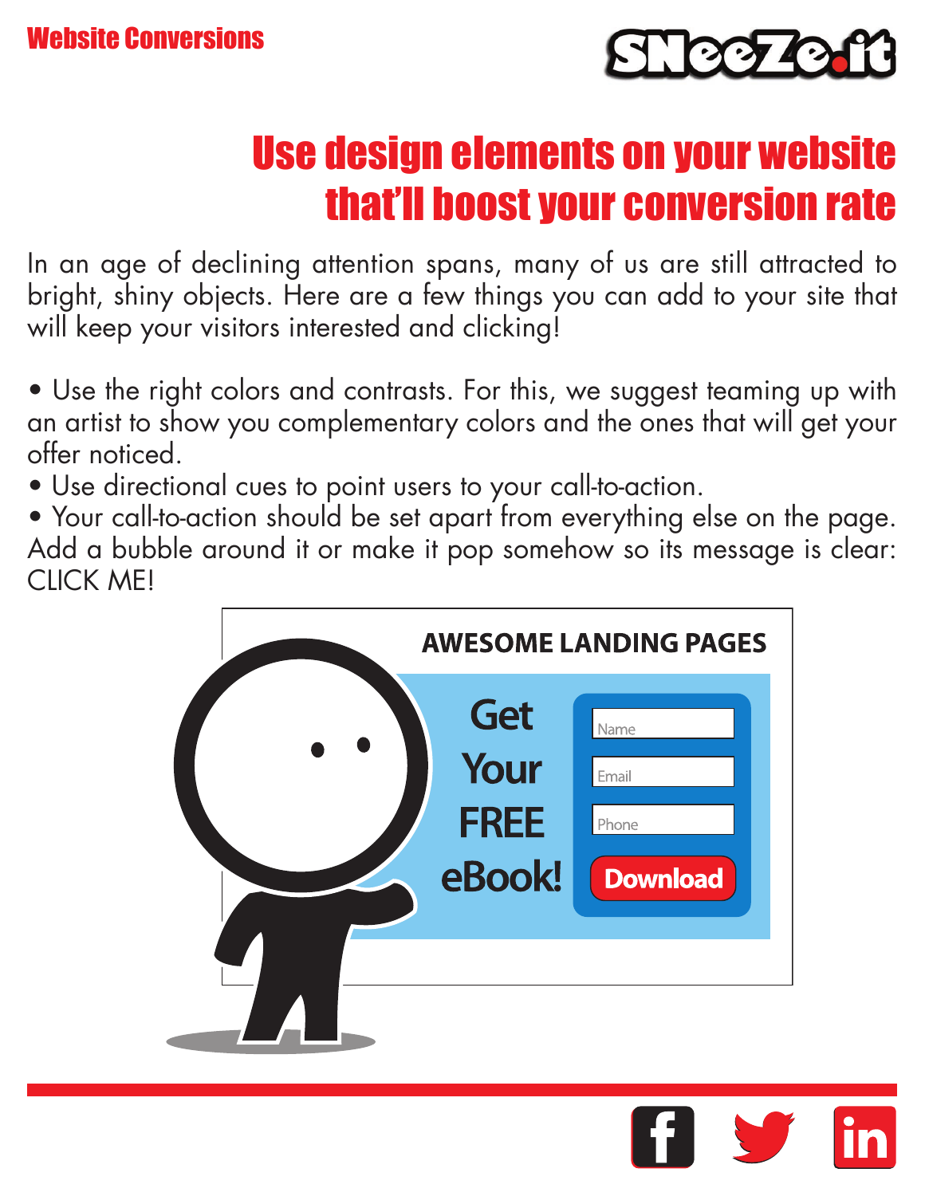# Use design elements on your website that'll boost your conversion rate

In an age of declining attention spans, many of us are still attracted to bright, shiny objects. Here are a few things you can add to your site that will keep your visitors interested and clicking!

- Use the right colors and contrasts. For this, we suggest teaming up with an artist to show you complementary colors and the ones that will get your offer noticed.
- Use directional cues to point users to your call-to-action.
- Your call-to-action should be set apart from everything else on the page. Add a bubble around it or make it pop somehow so its message is clear: CLICK ME!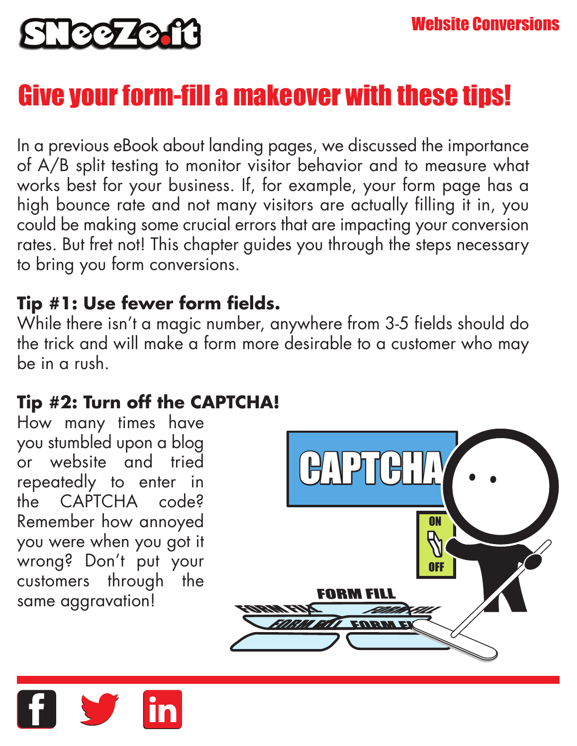# Give your form-fill a makeover with these tips!

In a previous eBook about landing pages, we discussed the importance of A/B split testing to monitor visitor behavior and to measure what works best for your business. If, for example, your form page has a high bounce rate and not many visitors are actually filling it in, you could be making some crucial errors that are impacting your conversion rates. But fret not! This chapter guides you through the steps necessary to bring you form conversions.

**Tip #1: Use fewer form fields.**
While there isn't a magic number, anywhere from 3-5 fields should do the trick and will make a form more desirable to a customer who may be in a rush.

**Tip #2: Turn off the CAPTCHA!**
How many times have you stumbled upon a blog or website and tried repeatedly to enter in the CAPTCHA code? Remember how annoyed you were when you got it wrong? Don't put your customers through the same aggravation!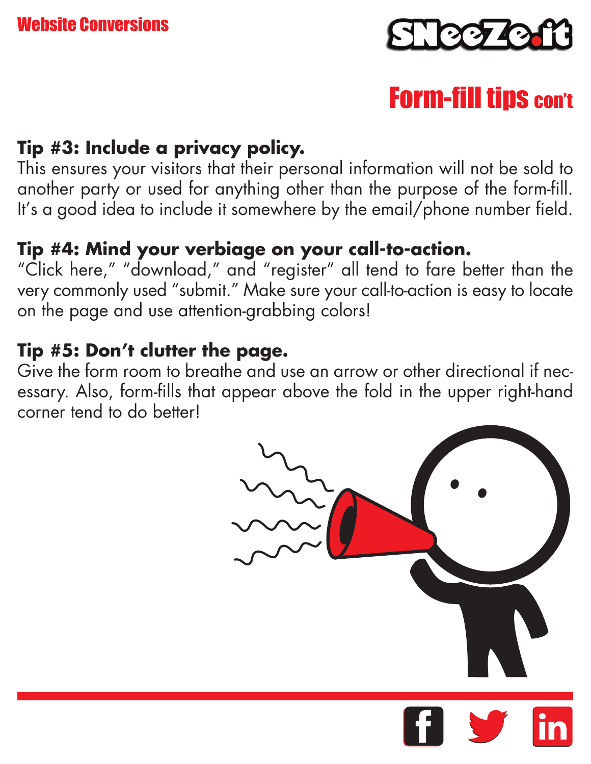# Form-fill tips con't

**Tip #3: Include a privacy policy.**
This ensures your visitors that their personal information will not be sold to another party or used for anything other than the purpose of the form-fill. It's a good idea to include it somewhere by the email/phone number field.

**Tip #4: Mind your verbiage on your call-to-action.**
"Click here," "download," and "register" all tend to fare better than the very commonly used "submit." Make sure your call-to-action is easy to locate on the page and use attention-grabbing colors!

**Tip #5: Don't clutter the page.**
Give the form room to breathe and use an arrow or other directional if necessary. Also, form-fills that appear above the fold in the upper right-hand corner tend to do better!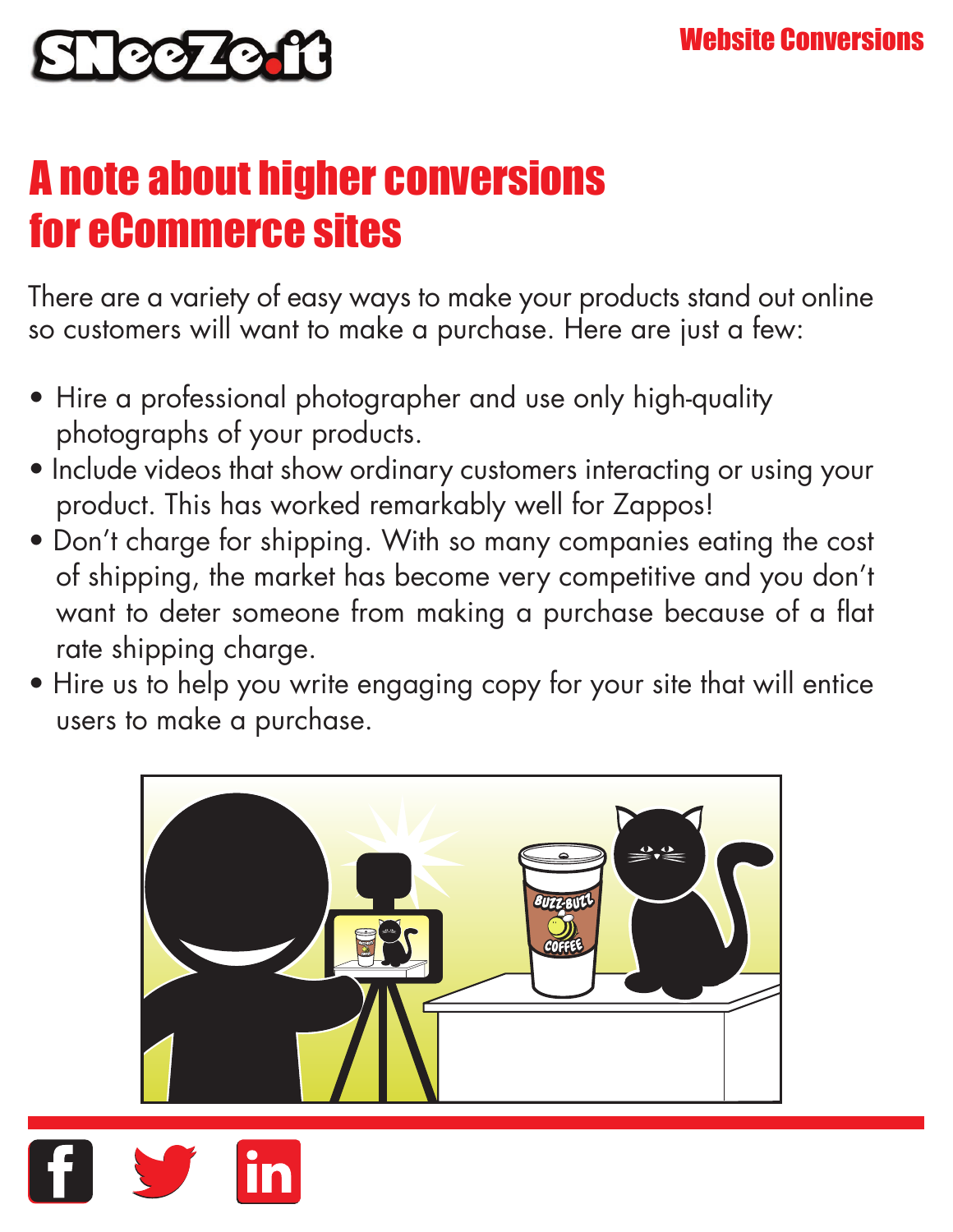# A note about higher conversions for eCommerce sites

There are a variety of easy ways to make your products stand out online so customers will want to make a purchase. Here are just a few:

- Hire a professional photographer and use only high-quality photographs of your products.
- Include videos that show ordinary customers interacting or using your product. This has worked remarkably well for Zappos!
- Don't charge for shipping. With so many companies eating the cost of shipping, the market has become very competitive and you don't want to deter someone from making a purchase because of a flat rate shipping charge.
- Hire us to help you write engaging copy for your site that will entice users to make a purchase.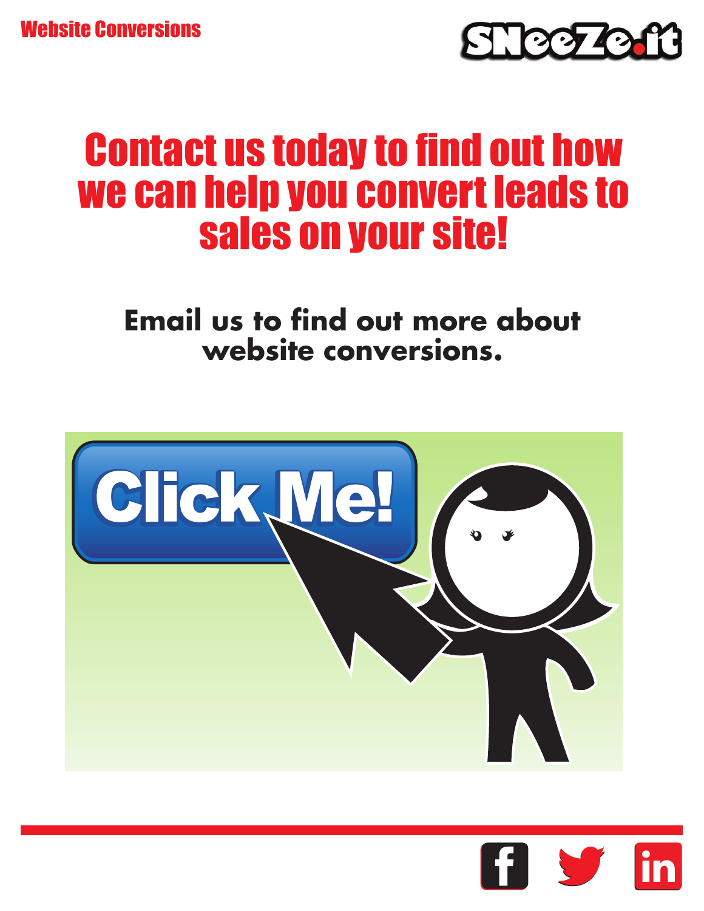# Contact us today to find out how we can help you convert leads to sales on your site!

**Email us to find out more about website conversions.**